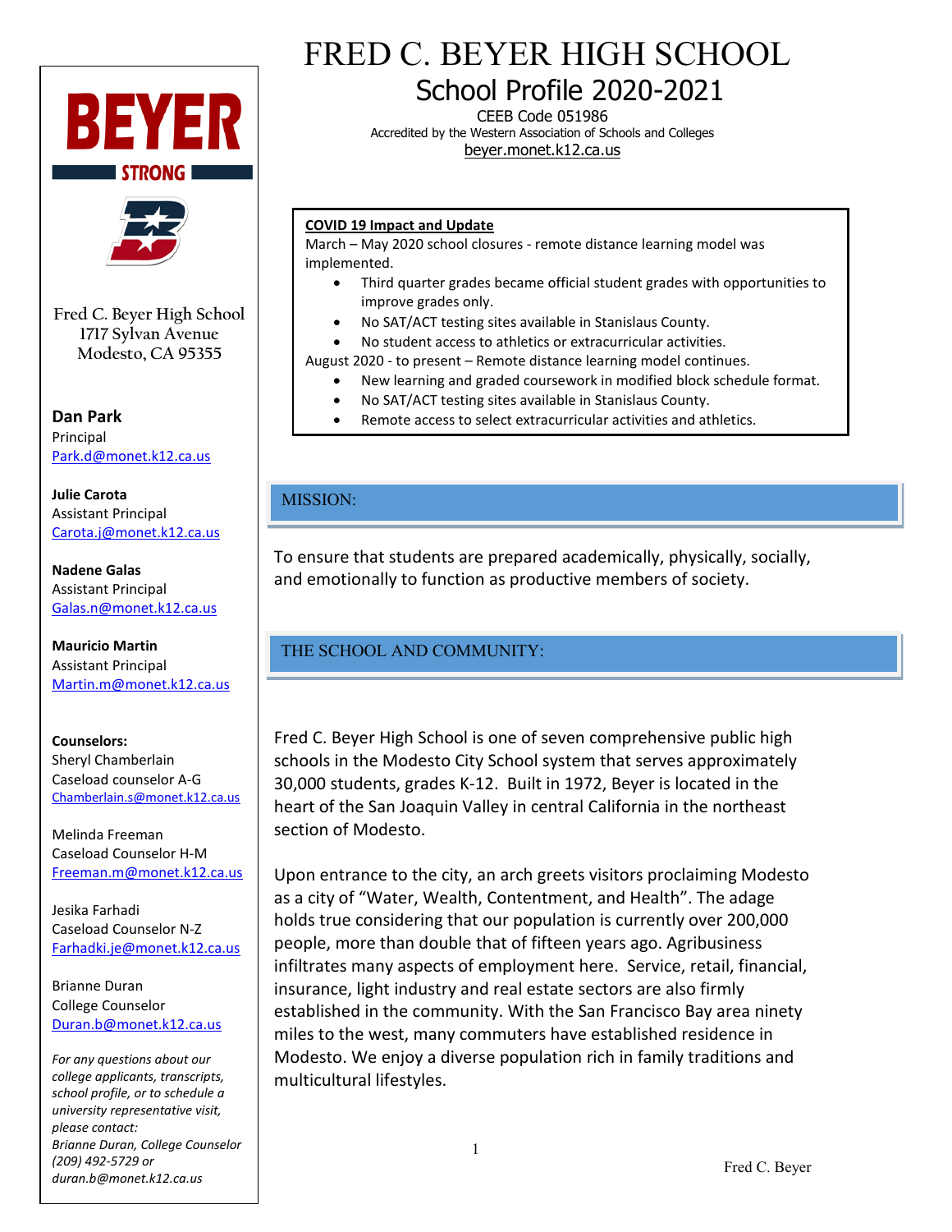# FRED C. BEYER HIGH SCHOOL

## School Profile 2020-2021

CEEB Code 051986
Accredited by the Western Association of Schools and Colleges
beyer.monet.k12.ca.us

**COVID 19 Impact and Update**

March – May 2020 school closures - remote distance learning model was implemented.

- Third quarter grades became official student grades with opportunities to improve grades only.
- No SAT/ACT testing sites available in Stanislaus County.
- No student access to athletics or extracurricular activities.

August 2020 - to present – Remote distance learning model continues.

- New learning and graded coursework in modified block schedule format.
- No SAT/ACT testing sites available in Stanislaus County.
- Remote access to select extracurricular activities and athletics.

## MISSION:

To ensure that students are prepared academically, physically, socially, and emotionally to function as productive members of society.

## THE SCHOOL AND COMMUNITY:

Fred C. Beyer High School is one of seven comprehensive public high schools in the Modesto City School system that serves approximately 30,000 students, grades K-12. Built in 1972, Beyer is located in the heart of the San Joaquin Valley in central California in the northeast section of Modesto.

Upon entrance to the city, an arch greets visitors proclaiming Modesto as a city of "Water, Wealth, Contentment, and Health". The adage holds true considering that our population is currently over 200,000 people, more than double that of fifteen years ago. Agribusiness infiltrates many aspects of employment here. Service, retail, financial, insurance, light industry and real estate sectors are also firmly established in the community. With the San Francisco Bay area ninety miles to the west, many commuters have established residence in Modesto. We enjoy a diverse population rich in family traditions and multicultural lifestyles.

---

**BEYER STRONG**

Fred C. Beyer High School
1717 Sylvan Avenue
Modesto, CA 95355

**Dan Park**
Principal
Park.d@monet.k12.ca.us

**Julie Carota**
Assistant Principal
Carota.j@monet.k12.ca.us

**Nadene Galas**
Assistant Principal
Galas.n@monet.k12.ca.us

**Mauricio Martin**
Assistant Principal
Martin.m@monet.k12.ca.us

**Counselors:**

Sheryl Chamberlain
Caseload counselor A-G
Chamberlain.s@monet.k12.ca.us

Melinda Freeman
Caseload Counselor H-M
Freeman.m@monet.k12.ca.us

Jesika Farhadi
Caseload Counselor N-Z
Farhadki.je@monet.k12.ca.us

Brianne Duran
College Counselor
Duran.b@monet.k12.ca.us

*For any questions about our college applicants, transcripts, school profile, or to schedule a university representative visit, please contact:*
*Brianne Duran, College Counselor*
*(209) 492-5729 or*
*duran.b@monet.k12.ca.us*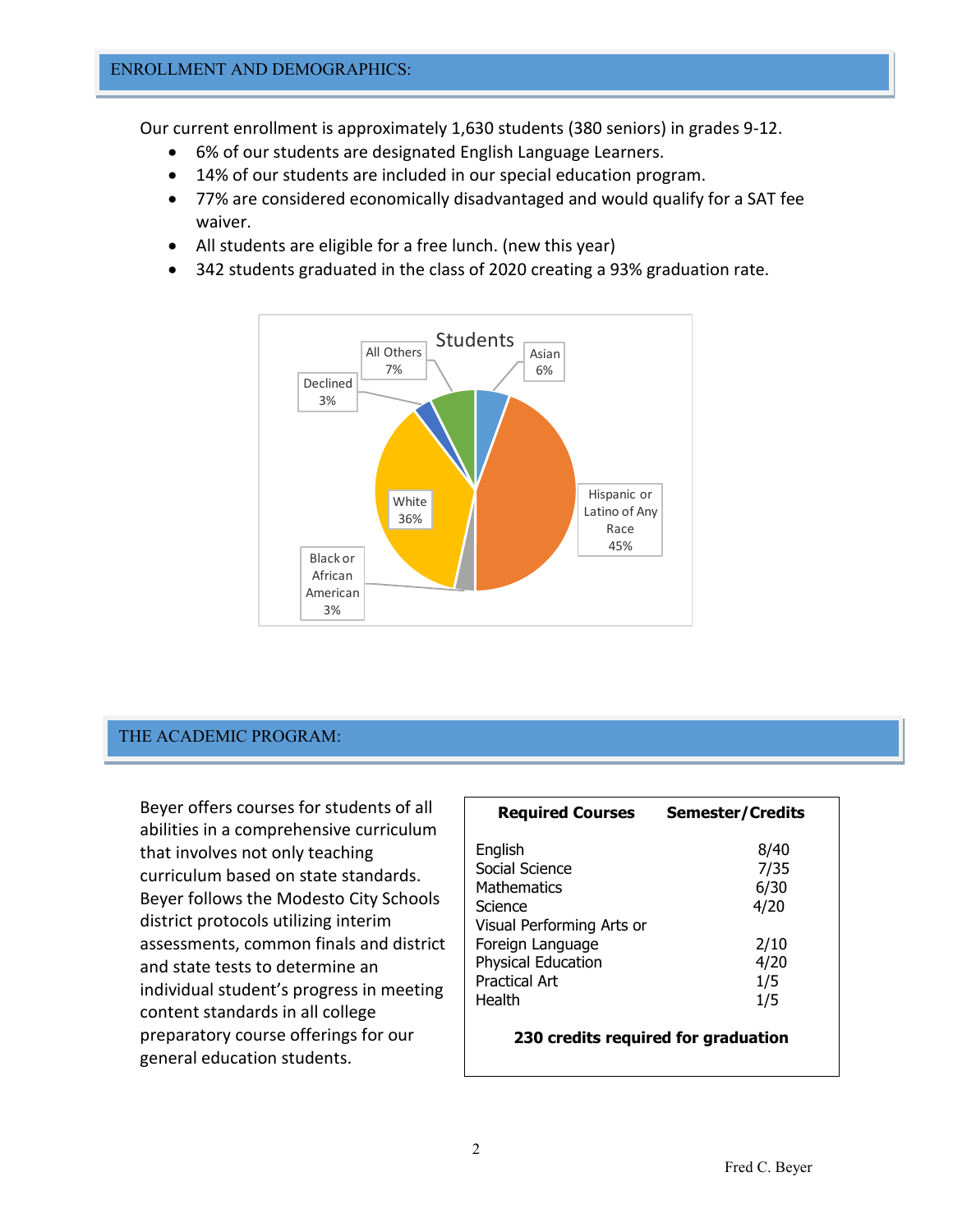## ENROLLMENT AND DEMOGRAPHICS:

Our current enrollment is approximately 1,630 students (380 seniors) in grades 9-12.

- 6% of our students are designated English Language Learners.
- 14% of our students are included in our special education program.
- 77% are considered economically disadvantaged and would qualify for a SAT fee waiver.
- All students are eligible for a free lunch. (new this year)
- 342 students graduated in the class of 2020 creating a 93% graduation rate.

**Students**

| Group | Percent |
|---|---|
| Asian | 6% |
| Hispanic or Latino of Any Race | 45% |
| Black or African American | 3% |
| White | 36% |
| Declined | 3% |
| All Others | 7% |

## THE ACADEMIC PROGRAM:

Beyer offers courses for students of all abilities in a comprehensive curriculum that involves not only teaching curriculum based on state standards. Beyer follows the Modesto City Schools district protocols utilizing interim assessments, common finals and district and state tests to determine an individual student's progress in meeting content standards in all college preparatory course offerings for our general education students.

| Required Courses | Semester/Credits |
|---|---|
| English | 8/40 |
| Social Science | 7/35 |
| Mathematics | 6/30 |
| Science | 4/20 |
| Visual Performing Arts or Foreign Language | 2/10 |
| Physical Education | 4/20 |
| Practical Art | 1/5 |
| Health | 1/5 |

**230 credits required for graduation**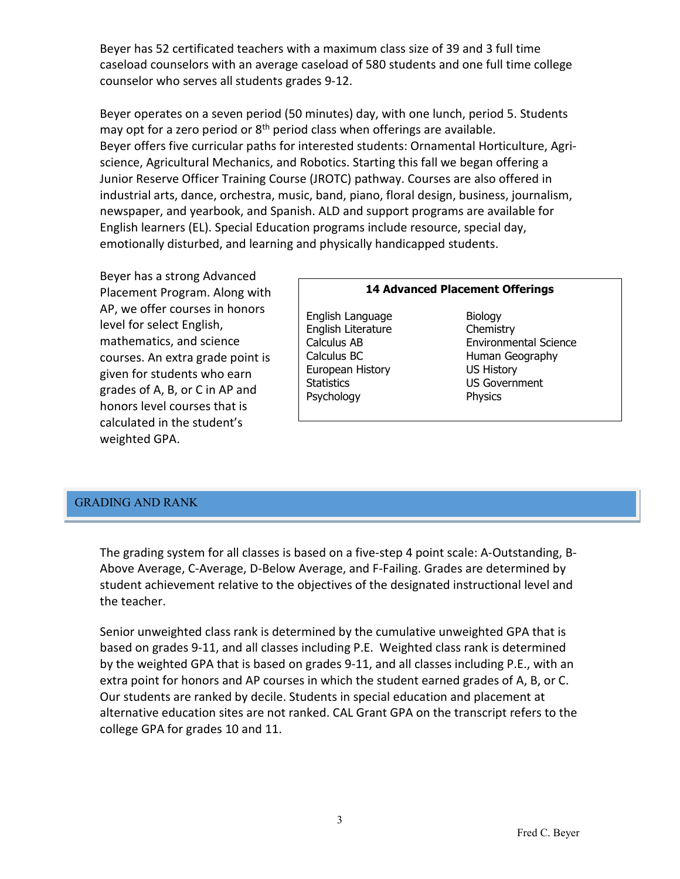Beyer has 52 certificated teachers with a maximum class size of 39 and 3 full time caseload counselors with an average caseload of 580 students and one full time college counselor who serves all students grades 9-12.

Beyer operates on a seven period (50 minutes) day, with one lunch, period 5. Students may opt for a zero period or 8th period class when offerings are available. Beyer offers five curricular paths for interested students: Ornamental Horticulture, Agri-science, Agricultural Mechanics, and Robotics. Starting this fall we began offering a Junior Reserve Officer Training Course (JROTC) pathway. Courses are also offered in industrial arts, dance, orchestra, music, band, piano, floral design, business, journalism, newspaper, and yearbook, and Spanish. ALD and support programs are available for English learners (EL). Special Education programs include resource, special day, emotionally disturbed, and learning and physically handicapped students.

Beyer has a strong Advanced Placement Program. Along with AP, we offer courses in honors level for select English, mathematics, and science courses. An extra grade point is given for students who earn grades of A, B, or C in AP and honors level courses that is calculated in the student's weighted GPA.

**14 Advanced Placement Offerings**

| | |
|---|---|
| English Language | Biology |
| English Literature | Chemistry |
| Calculus AB | Environmental Science |
| Calculus BC | Human Geography |
| European History | US History |
| Statistics | US Government |
| Psychology | Physics |

## GRADING AND RANK

The grading system for all classes is based on a five-step 4 point scale: A-Outstanding, B-Above Average, C-Average, D-Below Average, and F-Failing. Grades are determined by student achievement relative to the objectives of the designated instructional level and the teacher.

Senior unweighted class rank is determined by the cumulative unweighted GPA that is based on grades 9-11, and all classes including P.E. Weighted class rank is determined by the weighted GPA that is based on grades 9-11, and all classes including P.E., with an extra point for honors and AP courses in which the student earned grades of A, B, or C. Our students are ranked by decile. Students in special education and placement at alternative education sites are not ranked. CAL Grant GPA on the transcript refers to the college GPA for grades 10 and 11.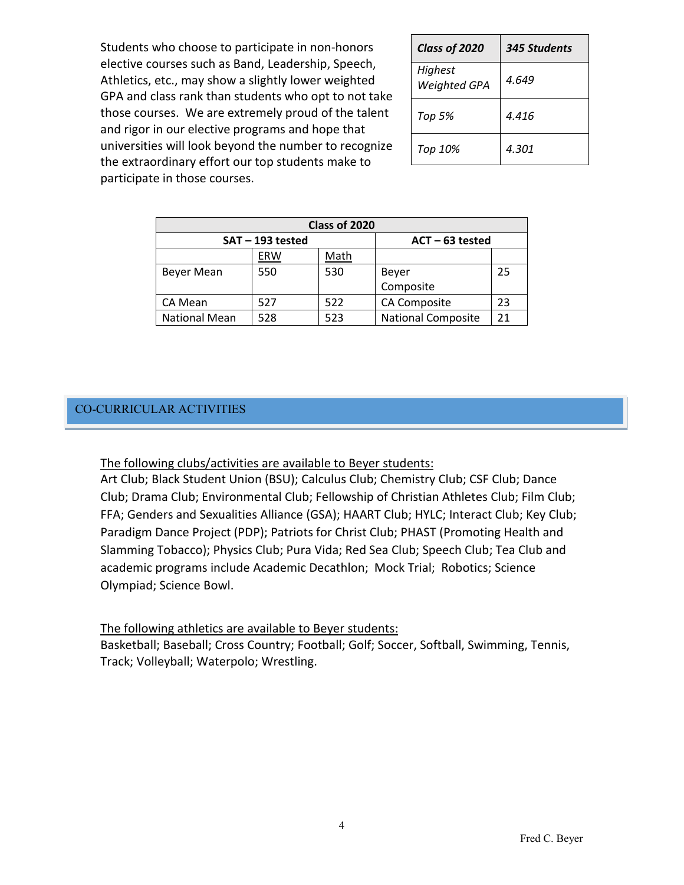Students who choose to participate in non-honors elective courses such as Band, Leadership, Speech, Athletics, etc., may show a slightly lower weighted GPA and class rank than students who opt to not take those courses. We are extremely proud of the talent and rigor in our elective programs and hope that universities will look beyond the number to recognize the extraordinary effort our top students make to participate in those courses.

| ***Class of 2020*** | ***345 Students*** |
|---|---|
| *Highest Weighted GPA* | *4.649* |
| *Top 5%* | *4.416* |
| *Top 10%* | *4.301* |

| **Class of 2020** | | | | |
|---|---|---|---|---|
| **SAT – 193 tested** | | | **ACT – 63 tested** | |
| | ERW | Math | | |
| Beyer Mean | 550 | 530 | Beyer Composite | 25 |
| CA Mean | 527 | 522 | CA Composite | 23 |
| National Mean | 528 | 523 | National Composite | 21 |

## CO-CURRICULAR ACTIVITIES

The following clubs/activities are available to Beyer students:
Art Club; Black Student Union (BSU); Calculus Club; Chemistry Club; CSF Club; Dance Club; Drama Club; Environmental Club; Fellowship of Christian Athletes Club; Film Club; FFA; Genders and Sexualities Alliance (GSA); HAART Club; HYLC; Interact Club; Key Club; Paradigm Dance Project (PDP); Patriots for Christ Club; PHAST (Promoting Health and Slamming Tobacco); Physics Club; Pura Vida; Red Sea Club; Speech Club; Tea Club and academic programs include Academic Decathlon; Mock Trial; Robotics; Science Olympiad; Science Bowl.

The following athletics are available to Beyer students:
Basketball; Baseball; Cross Country; Football; Golf; Soccer, Softball, Swimming, Tennis, Track; Volleyball; Waterpolo; Wrestling.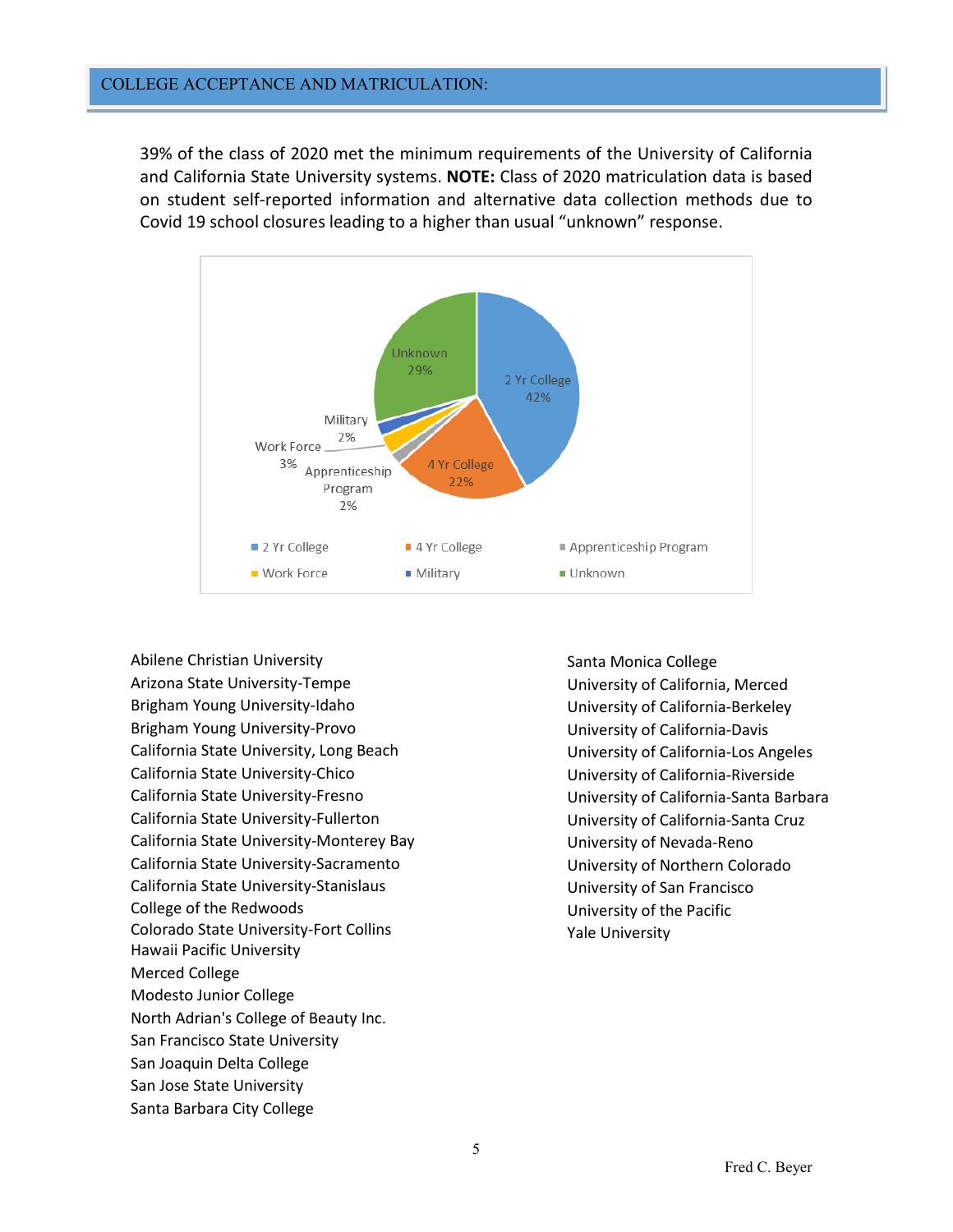## COLLEGE ACCEPTANCE AND MATRICULATION:

39% of the class of 2020 met the minimum requirements of the University of California and California State University systems. **NOTE:** Class of 2020 matriculation data is based on student self-reported information and alternative data collection methods due to Covid 19 school closures leading to a higher than usual “unknown” response.

Unknown 29%
2 Yr College 42%
Military 2%
Work Force 3%
Apprenticeship Program 2%
4 Yr College 22%

2 Yr College
4 Yr College
Apprenticeship Program
Work Force
Military
Unknown

Abilene Christian University
Arizona State University-Tempe
Brigham Young University-Idaho
Brigham Young University-Provo
California State University, Long Beach
California State University-Chico
California State University-Fresno
California State University-Fullerton
California State University-Monterey Bay
California State University-Sacramento
California State University-Stanislaus
College of the Redwoods
Colorado State University-Fort Collins
Hawaii Pacific University
Merced College
Modesto Junior College
North Adrian's College of Beauty Inc.
San Francisco State University
San Joaquin Delta College
San Jose State University
Santa Barbara City College
Santa Monica College
University of California, Merced
University of California-Berkeley
University of California-Davis
University of California-Los Angeles
University of California-Riverside
University of California-Santa Barbara
University of California-Santa Cruz
University of Nevada-Reno
University of Northern Colorado
University of San Francisco
University of the Pacific
Yale University